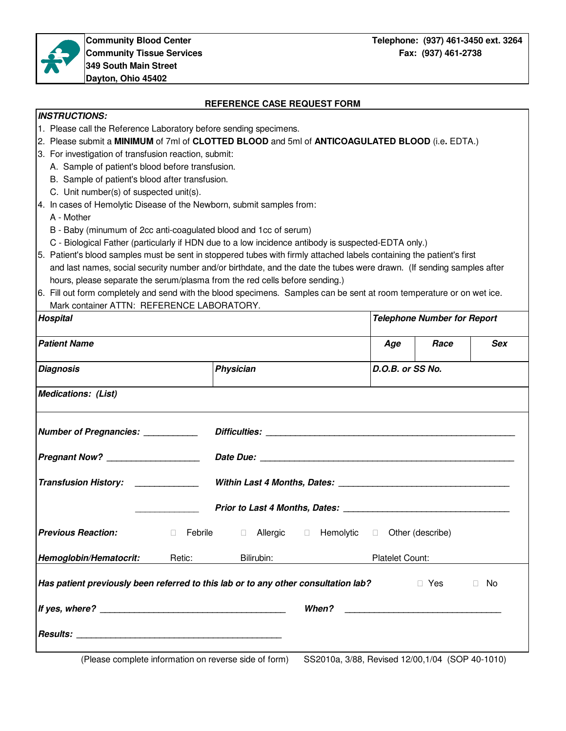**Community Blood Center**
**Community Tissue Services**
**349 South Main Street**
**Dayton, Ohio 45402**

**Telephone: (937) 461-3450 ext. 3264**
**Fax: (937) 461-2738**

## REFERENCE CASE REQUEST FORM

***INSTRUCTIONS:***

1. Please call the Reference Laboratory before sending specimens.
2. Please submit a **MINIMUM** of 7ml of **CLOTTED BLOOD** and 5ml of **ANTICOAGULATED BLOOD** (i.e**.** EDTA.)
3. For investigation of transfusion reaction, submit:
   A. Sample of patient's blood before transfusion.
   B. Sample of patient's blood after transfusion.
   C. Unit number(s) of suspected unit(s).
4. In cases of Hemolytic Disease of the Newborn, submit samples from:
   A - Mother
   B - Baby (minumum of 2cc anti-coagulated blood and 1cc of serum)
   C - Biological Father (particularly if HDN due to a low incidence antibody is suspected-EDTA only.)
5. Patient's blood samples must be sent in stoppered tubes with firmly attached labels containing the patient's first and last names, social security number and/or birthdate, and the date the tubes were drawn. (If sending samples after hours, please separate the serum/plasma from the red cells before sending.)
6. Fill out form completely and send with the blood specimens. Samples can be sent at room temperature or on wet ice. Mark container ATTN: REFERENCE LABORATORY.

| ***Hospital*** | | ***Telephone Number for Report*** | | |
|---|---|---|---|---|
| ***Patient Name*** | | ***Age*** | ***Race*** | ***Sex*** |
| ***Diagnosis*** | ***Physician*** | ***D.O.B. or SS No.*** | | |
| ***Medications: (List)*** | | | | |

***Number of Pregnancies:*** ___________  ***Difficulties:*** ___________________________________________________

***Pregnant Now?*** __________________  ***Date Due:*** ____________________________________________________

***Transfusion History:*** ____________  ***Within Last 4 Months, Dates:*** __________________________________

____________  ***Prior to Last 4 Months, Dates:*** ________________________________

***Previous Reaction:*** ☐ Febrile ☐ Allergic ☐ Hemolytic ☐ Other (describe)

***Hemoglobin/Hematocrit:*** Retic: Bilirubin: Platelet Count:

***Has patient previously been referred to this lab or to any other consultation lab?*** ☐ Yes ☐ No

***If yes, where?*** ____________________________________  ***When?*** ________________________________

***Results:*** ___________________________________________

(Please complete information on reverse side of form) SS2010a, 3/88, Revised 12/00,1/04 (SOP 40-1010)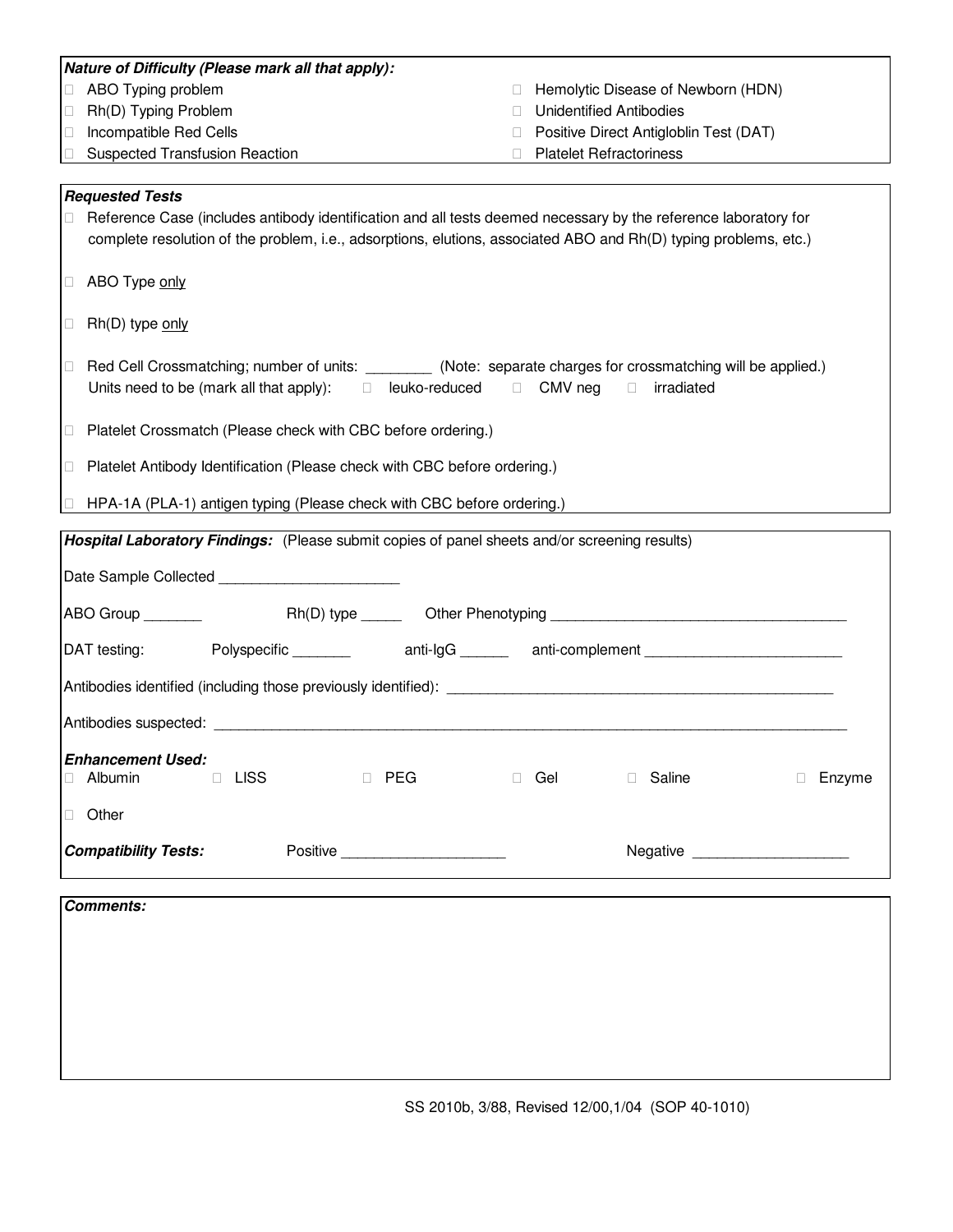***Nature of Difficulty (Please mark all that apply):***

- ☐ ABO Typing problem
- ☐ Rh(D) Typing Problem
- ☐ Incompatible Red Cells
- ☐ Suspected Transfusion Reaction
- ☐ Hemolytic Disease of Newborn (HDN)
- ☐ Unidentified Antibodies
- ☐ Positive Direct Antigloblin Test (DAT)
- ☐ Platelet Refractoriness

***Requested Tests***

☐ Reference Case (includes antibody identification and all tests deemed necessary by the reference laboratory for complete resolution of the problem, i.e., adsorptions, elutions, associated ABO and Rh(D) typing problems, etc.)

☐ ABO Type only

☐ Rh(D) type only

☐ Red Cell Crossmatching; number of units: ________ (Note: separate charges for crossmatching will be applied.)
Units need to be (mark all that apply): ☐ leuko-reduced ☐ CMV neg ☐ irradiated

☐ Platelet Crossmatch (Please check with CBC before ordering.)

☐ Platelet Antibody Identification (Please check with CBC before ordering.)

☐ HPA-1A (PLA-1) antigen typing (Please check with CBC before ordering.)

***Hospital Laboratory Findings:*** (Please submit copies of panel sheets and/or screening results)

Date Sample Collected ______________________

ABO Group _______ Rh(D) type _____ Other Phenotyping ____________________________________

DAT testing: Polyspecific _______ anti-IgG ______ anti-complement ________________________

Antibodies identified (including those previously identified): ________________________________________________

Antibodies suspected: ________________________________________________________________________________

***Enhancement Used:***

☐ Albumin ☐ LISS ☐ PEG ☐ Gel ☐ Saline ☐ Enzyme

☐ Other

***Compatibility Tests:*** Positive ____________________ Negative ___________________

***Comments:***

SS 2010b, 3/88, Revised 12/00,1/04 (SOP 40-1010)